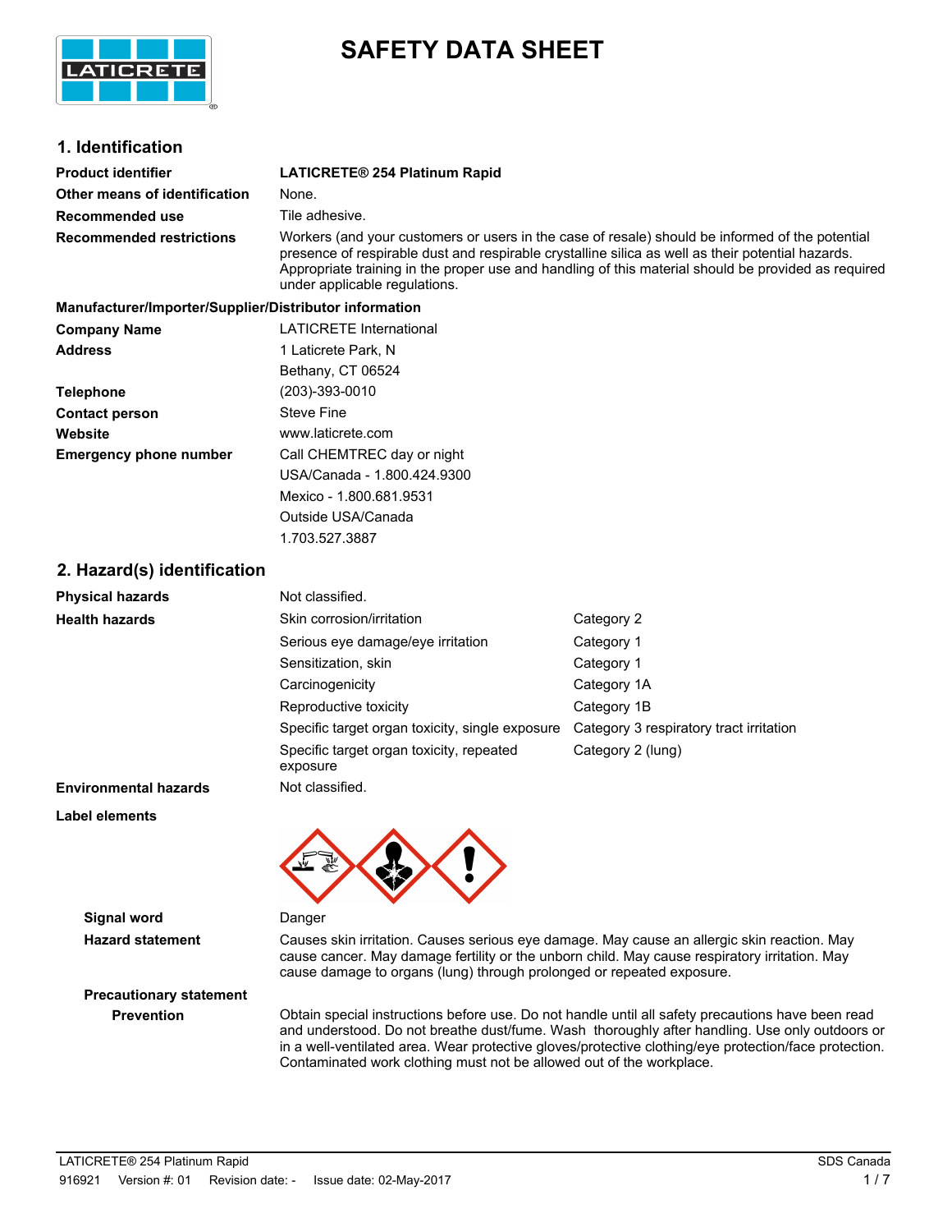# SAFETY DATA SHEET

## 1. Identification

| | |
|---|---|
| **Product identifier** | **LATICRETE® 254 Platinum Rapid** |
| **Other means of identification** | None. |
| **Recommended use** | Tile adhesive. |
| **Recommended restrictions** | Workers (and your customers or users in the case of resale) should be informed of the potential presence of respirable dust and respirable crystalline silica as well as their potential hazards. Appropriate training in the proper use and handling of this material should be provided as required under applicable regulations. |

**Manufacturer/Importer/Supplier/Distributor information**

| | |
|---|---|
| **Company Name** | LATICRETE International |
| **Address** | 1 Laticrete Park, N<br>Bethany, CT 06524 |
| **Telephone** | (203)-393-0010 |
| **Contact person** | Steve Fine |
| **Website** | www.laticrete.com |
| **Emergency phone number** | Call CHEMTREC day or night<br>USA/Canada - 1.800.424.9300<br>Mexico - 1.800.681.9531<br>Outside USA/Canada<br>1.703.527.3887 |

## 2. Hazard(s) identification

| | | |
|---|---|---|
| **Physical hazards** | Not classified. | |
| **Health hazards** | Skin corrosion/irritation | Category 2 |
| | Serious eye damage/eye irritation | Category 1 |
| | Sensitization, skin | Category 1 |
| | Carcinogenicity | Category 1A |
| | Reproductive toxicity | Category 1B |
| | Specific target organ toxicity, single exposure | Category 3 respiratory tract irritation |
| | Specific target organ toxicity, repeated exposure | Category 2 (lung) |
| **Environmental hazards** | Not classified. | |

**Label elements**

**Signal word** Danger

**Hazard statement** Causes skin irritation. Causes serious eye damage. May cause an allergic skin reaction. May cause cancer. May damage fertility or the unborn child. May cause respiratory irritation. May cause damage to organs (lung) through prolonged or repeated exposure.

**Precautionary statement**

**Prevention** Obtain special instructions before use. Do not handle until all safety precautions have been read and understood. Do not breathe dust/fume. Wash thoroughly after handling. Use only outdoors or in a well-ventilated area. Wear protective gloves/protective clothing/eye protection/face protection. Contaminated work clothing must not be allowed out of the workplace.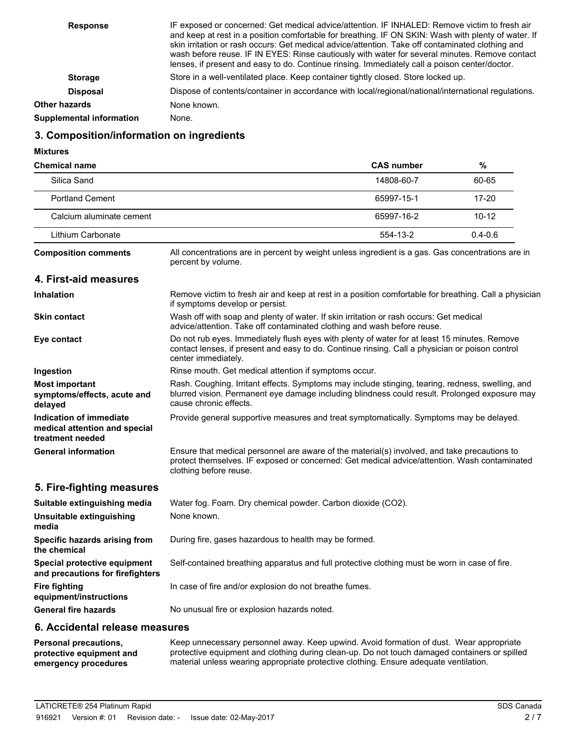**Response** IF exposed or concerned: Get medical advice/attention. IF INHALED: Remove victim to fresh air and keep at rest in a position comfortable for breathing. IF ON SKIN: Wash with plenty of water. If skin irritation or rash occurs: Get medical advice/attention. Take off contaminated clothing and wash before reuse. IF IN EYES: Rinse cautiously with water for several minutes. Remove contact lenses, if present and easy to do. Continue rinsing. Immediately call a poison center/doctor.

**Storage** Store in a well-ventilated place. Keep container tightly closed. Store locked up.

**Disposal** Dispose of contents/container in accordance with local/regional/national/international regulations.

**Other hazards** None known.

**Supplemental information** None.

## 3. Composition/information on ingredients

**Mixtures**

| Chemical name | CAS number | % |
|---|---|---|
| Silica Sand | 14808-60-7 | 60-65 |
| Portland Cement | 65997-15-1 | 17-20 |
| Calcium aluminate cement | 65997-16-2 | 10-12 |
| Lithium Carbonate | 554-13-2 | 0.4-0.6 |

**Composition comments** All concentrations are in percent by weight unless ingredient is a gas. Gas concentrations are in percent by volume.

## 4. First-aid measures

**Inhalation** Remove victim to fresh air and keep at rest in a position comfortable for breathing. Call a physician if symptoms develop or persist.

**Skin contact** Wash off with soap and plenty of water. If skin irritation or rash occurs: Get medical advice/attention. Take off contaminated clothing and wash before reuse.

**Eye contact** Do not rub eyes. Immediately flush eyes with plenty of water for at least 15 minutes. Remove contact lenses, if present and easy to do. Continue rinsing. Call a physician or poison control center immediately.

**Ingestion** Rinse mouth. Get medical attention if symptoms occur.

**Most important symptoms/effects, acute and delayed** Rash. Coughing. Irritant effects. Symptoms may include stinging, tearing, redness, swelling, and blurred vision. Permanent eye damage including blindness could result. Prolonged exposure may cause chronic effects.

**Indication of immediate medical attention and special treatment needed** Provide general supportive measures and treat symptomatically. Symptoms may be delayed.

**General information** Ensure that medical personnel are aware of the material(s) involved, and take precautions to protect themselves. IF exposed or concerned: Get medical advice/attention. Wash contaminated clothing before reuse.

## 5. Fire-fighting measures

**Suitable extinguishing media** Water fog. Foam. Dry chemical powder. Carbon dioxide ($CO_2$).

**Unsuitable extinguishing media** None known.

**Specific hazards arising from the chemical** During fire, gases hazardous to health may be formed.

**Special protective equipment and precautions for firefighters** Self-contained breathing apparatus and full protective clothing must be worn in case of fire.

**Fire fighting equipment/instructions** In case of fire and/or explosion do not breathe fumes.

**General fire hazards** No unusual fire or explosion hazards noted.

## 6. Accidental release measures

**Personal precautions, protective equipment and emergency procedures** Keep unnecessary personnel away. Keep upwind. Avoid formation of dust. Wear appropriate protective equipment and clothing during clean-up. Do not touch damaged containers or spilled material unless wearing appropriate protective clothing. Ensure adequate ventilation.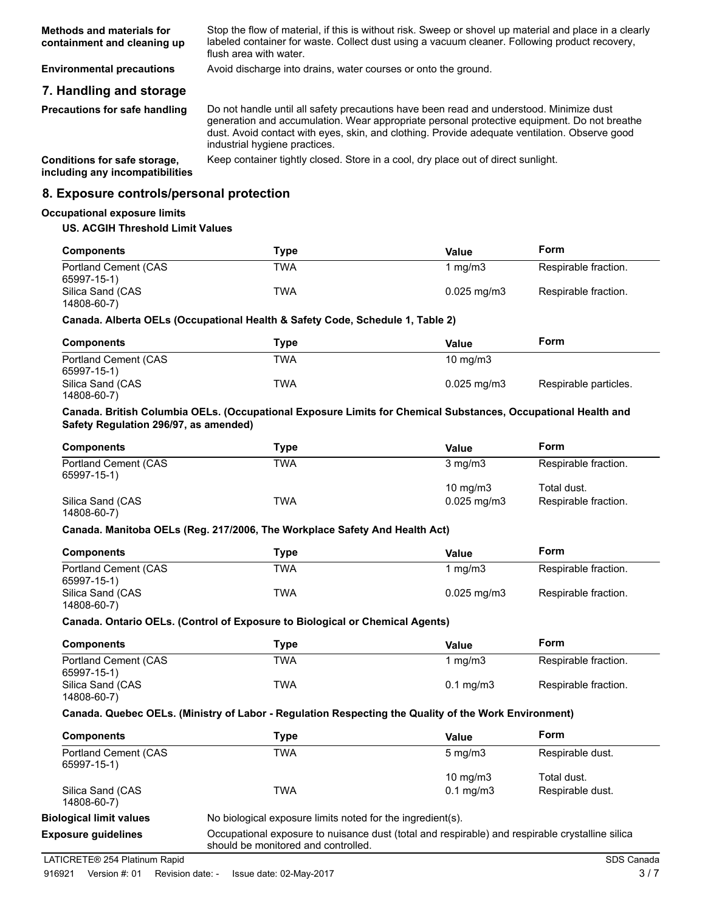**Methods and materials for containment and cleaning up** Stop the flow of material, if this is without risk. Sweep or shovel up material and place in a clearly labeled container for waste. Collect dust using a vacuum cleaner. Following product recovery, flush area with water.

**Environmental precautions** Avoid discharge into drains, water courses or onto the ground.

## 7. Handling and storage

**Precautions for safe handling** Do not handle until all safety precautions have been read and understood. Minimize dust generation and accumulation. Wear appropriate personal protective equipment. Do not breathe dust. Avoid contact with eyes, skin, and clothing. Provide adequate ventilation. Observe good industrial hygiene practices.

**Conditions for safe storage, including any incompatibilities** Keep container tightly closed. Store in a cool, dry place out of direct sunlight.

## 8. Exposure controls/personal protection

**Occupational exposure limits**

**US. ACGIH Threshold Limit Values**

| Components | Type | Value | Form |
|---|---|---|---|
| Portland Cement (CAS 65997-15-1) | TWA | 1 mg/m3 | Respirable fraction. |
| Silica Sand (CAS 14808-60-7) | TWA | 0.025 mg/m3 | Respirable fraction. |

**Canada. Alberta OELs (Occupational Health & Safety Code, Schedule 1, Table 2)**

| Components | Type | Value | Form |
|---|---|---|---|
| Portland Cement (CAS 65997-15-1) | TWA | 10 mg/m3 | |
| Silica Sand (CAS 14808-60-7) | TWA | 0.025 mg/m3 | Respirable particles. |

**Canada. British Columbia OELs. (Occupational Exposure Limits for Chemical Substances, Occupational Health and Safety Regulation 296/97, as amended)**

| Components | Type | Value | Form |
|---|---|---|---|
| Portland Cement (CAS 65997-15-1) | TWA | 3 mg/m3 | Respirable fraction. |
| | | 10 mg/m3 | Total dust. |
| Silica Sand (CAS 14808-60-7) | TWA | 0.025 mg/m3 | Respirable fraction. |

**Canada. Manitoba OELs (Reg. 217/2006, The Workplace Safety And Health Act)**

| Components | Type | Value | Form |
|---|---|---|---|
| Portland Cement (CAS 65997-15-1) | TWA | 1 mg/m3 | Respirable fraction. |
| Silica Sand (CAS 14808-60-7) | TWA | 0.025 mg/m3 | Respirable fraction. |

**Canada. Ontario OELs. (Control of Exposure to Biological or Chemical Agents)**

| Components | Type | Value | Form |
|---|---|---|---|
| Portland Cement (CAS 65997-15-1) | TWA | 1 mg/m3 | Respirable fraction. |
| Silica Sand (CAS 14808-60-7) | TWA | 0.1 mg/m3 | Respirable fraction. |

**Canada. Quebec OELs. (Ministry of Labor - Regulation Respecting the Quality of the Work Environment)**

| Components | Type | Value | Form |
|---|---|---|---|
| Portland Cement (CAS 65997-15-1) | TWA | 5 mg/m3 | Respirable dust. |
| | | 10 mg/m3 | Total dust. |
| Silica Sand (CAS 14808-60-7) | TWA | 0.1 mg/m3 | Respirable dust. |

**Biological limit values** No biological exposure limits noted for the ingredient(s).

**Exposure guidelines** Occupational exposure to nuisance dust (total and respirable) and respirable crystalline silica should be monitored and controlled.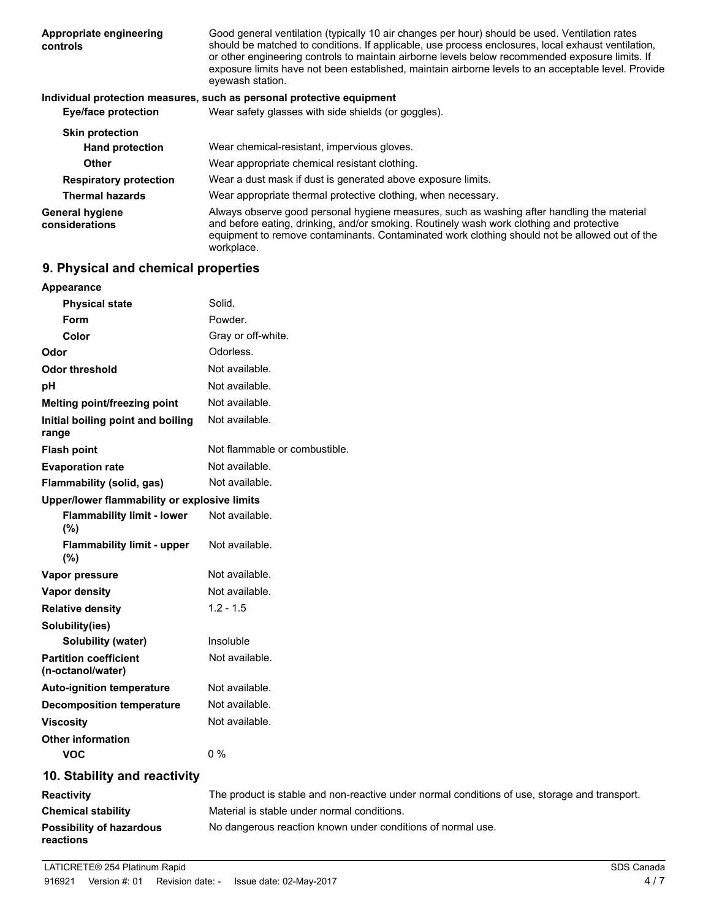| | |
|---|---|
| **Appropriate engineering controls** | Good general ventilation (typically 10 air changes per hour) should be used. Ventilation rates should be matched to conditions. If applicable, use process enclosures, local exhaust ventilation, or other engineering controls to maintain airborne levels below recommended exposure limits. If exposure limits have not been established, maintain airborne levels to an acceptable level. Provide eyewash station. |

**Individual protection measures, such as personal protective equipment**

| | |
|---|---|
| **Eye/face protection** | Wear safety glasses with side shields (or goggles). |
| **Skin protection** | |
| **Hand protection** | Wear chemical-resistant, impervious gloves. |
| **Other** | Wear appropriate chemical resistant clothing. |
| **Respiratory protection** | Wear a dust mask if dust is generated above exposure limits. |
| **Thermal hazards** | Wear appropriate thermal protective clothing, when necessary. |
| **General hygiene considerations** | Always observe good personal hygiene measures, such as washing after handling the material and before eating, drinking, and/or smoking. Routinely wash work clothing and protective equipment to remove contaminants. Contaminated work clothing should not be allowed out of the workplace. |

## 9. Physical and chemical properties

| | |
|---|---|
| **Appearance** | |
| **Physical state** | Solid. |
| **Form** | Powder. |
| **Color** | Gray or off-white. |
| **Odor** | Odorless. |
| **Odor threshold** | Not available. |
| **pH** | Not available. |
| **Melting point/freezing point** | Not available. |
| **Initial boiling point and boiling range** | Not available. |
| **Flash point** | Not flammable or combustible. |
| **Evaporation rate** | Not available. |
| **Flammability (solid, gas)** | Not available. |
| **Upper/lower flammability or explosive limits** | |
| **Flammability limit - lower (%)** | Not available. |
| **Flammability limit - upper (%)** | Not available. |
| **Vapor pressure** | Not available. |
| **Vapor density** | Not available. |
| **Relative density** | 1.2 - 1.5 |
| **Solubility(ies)** | |
| **Solubility (water)** | Insoluble |
| **Partition coefficient (n-octanol/water)** | Not available. |
| **Auto-ignition temperature** | Not available. |
| **Decomposition temperature** | Not available. |
| **Viscosity** | Not available. |
| **Other information** | |
| **VOC** | 0 % |

## 10. Stability and reactivity

| | |
|---|---|
| **Reactivity** | The product is stable and non-reactive under normal conditions of use, storage and transport. |
| **Chemical stability** | Material is stable under normal conditions. |
| **Possibility of hazardous reactions** | No dangerous reaction known under conditions of normal use. |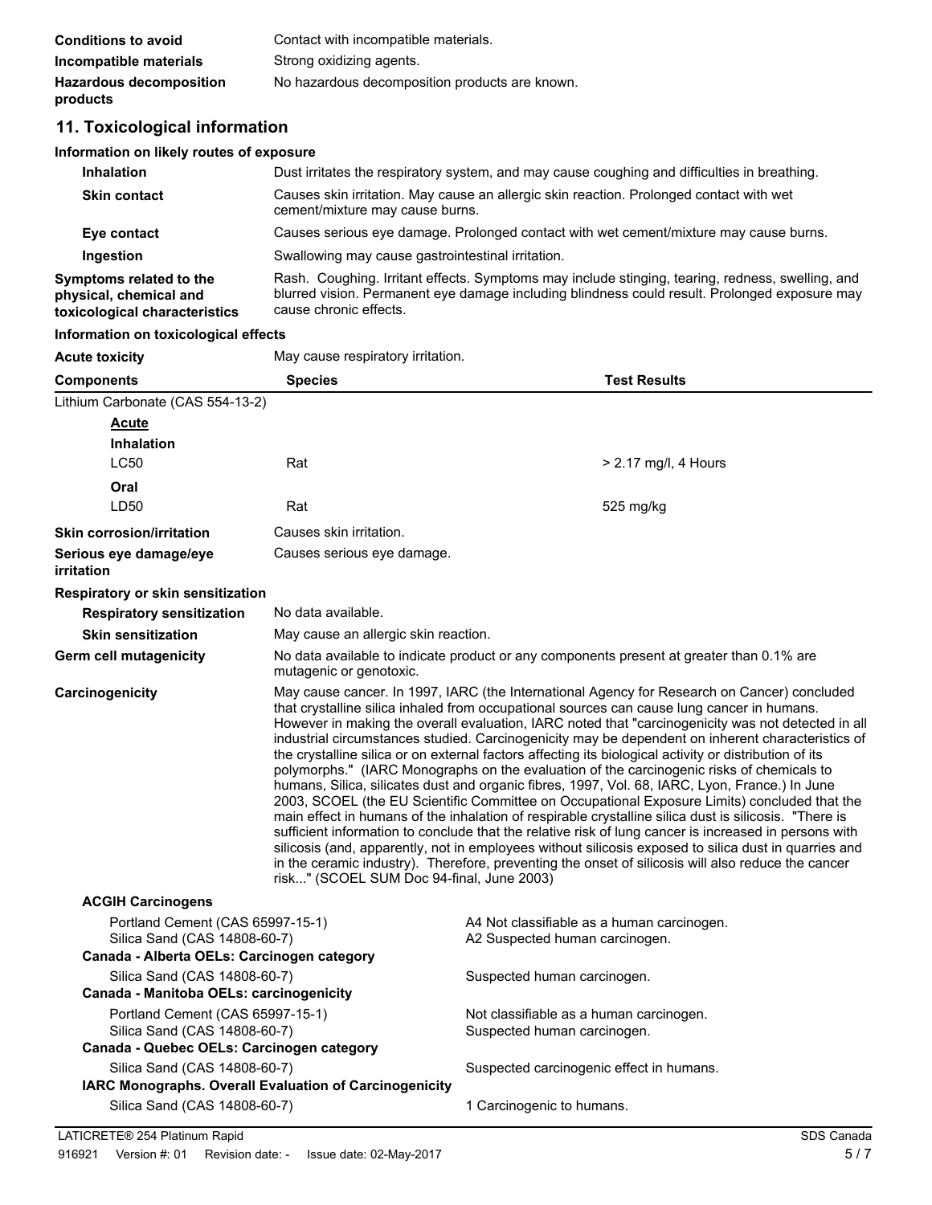**Conditions to avoid** Contact with incompatible materials.

**Incompatible materials** Strong oxidizing agents.

**Hazardous decomposition products** No hazardous decomposition products are known.

## 11. Toxicological information

**Information on likely routes of exposure**

**Inhalation** Dust irritates the respiratory system, and may cause coughing and difficulties in breathing.

**Skin contact** Causes skin irritation. May cause an allergic skin reaction. Prolonged contact with wet cement/mixture may cause burns.

**Eye contact** Causes serious eye damage. Prolonged contact with wet cement/mixture may cause burns.

**Ingestion** Swallowing may cause gastrointestinal irritation.

**Symptoms related to the physical, chemical and toxicological characteristics** Rash. Coughing. Irritant effects. Symptoms may include stinging, tearing, redness, swelling, and blurred vision. Permanent eye damage including blindness could result. Prolonged exposure may cause chronic effects.

**Information on toxicological effects**

**Acute toxicity** May cause respiratory irritation.

| Components | Species | Test Results |
|---|---|---|
| Lithium Carbonate (CAS 554-13-2) | | |
| **Acute** | | |
| **Inhalation** | | |
| LC50 | Rat | > 2.17 mg/l, 4 Hours |
| **Oral** | | |
| LD50 | Rat | 525 mg/kg |

**Skin corrosion/irritation** Causes skin irritation.

**Serious eye damage/eye irritation** Causes serious eye damage.

**Respiratory or skin sensitization**

**Respiratory sensitization** No data available.

**Skin sensitization** May cause an allergic skin reaction.

**Germ cell mutagenicity** No data available to indicate product or any components present at greater than 0.1% are mutagenic or genotoxic.

**Carcinogenicity** May cause cancer. In 1997, IARC (the International Agency for Research on Cancer) concluded that crystalline silica inhaled from occupational sources can cause lung cancer in humans. However in making the overall evaluation, IARC noted that "carcinogenicity was not detected in all industrial circumstances studied. Carcinogenicity may be dependent on inherent characteristics of the crystalline silica or on external factors affecting its biological activity or distribution of its polymorphs." (IARC Monographs on the evaluation of the carcinogenic risks of chemicals to humans, Silica, silicates dust and organic fibres, 1997, Vol. 68, IARC, Lyon, France.) In June 2003, SCOEL (the EU Scientific Committee on Occupational Exposure Limits) concluded that the main effect in humans of the inhalation of respirable crystalline silica dust is silicosis. "There is sufficient information to conclude that the relative risk of lung cancer is increased in persons with silicosis (and, apparently, not in employees without silicosis exposed to silica dust in quarries and in the ceramic industry). Therefore, preventing the onset of silicosis will also reduce the cancer risk..." (SCOEL SUM Doc 94-final, June 2003)

**ACGIH Carcinogens**

| | |
|---|---|
| Portland Cement (CAS 65997-15-1) | A4 Not classifiable as a human carcinogen. |
| Silica Sand (CAS 14808-60-7) | A2 Suspected human carcinogen. |

**Canada - Alberta OELs: Carcinogen category**

| | |
|---|---|
| Silica Sand (CAS 14808-60-7) | Suspected human carcinogen. |

**Canada - Manitoba OELs: carcinogenicity**

| | |
|---|---|
| Portland Cement (CAS 65997-15-1) | Not classifiable as a human carcinogen. |
| Silica Sand (CAS 14808-60-7) | Suspected human carcinogen. |

**Canada - Quebec OELs: Carcinogen category**

| | |
|---|---|
| Silica Sand (CAS 14808-60-7) | Suspected carcinogenic effect in humans. |

**IARC Monographs. Overall Evaluation of Carcinogenicity**

| | |
|---|---|
| Silica Sand (CAS 14808-60-7) | 1 Carcinogenic to humans. |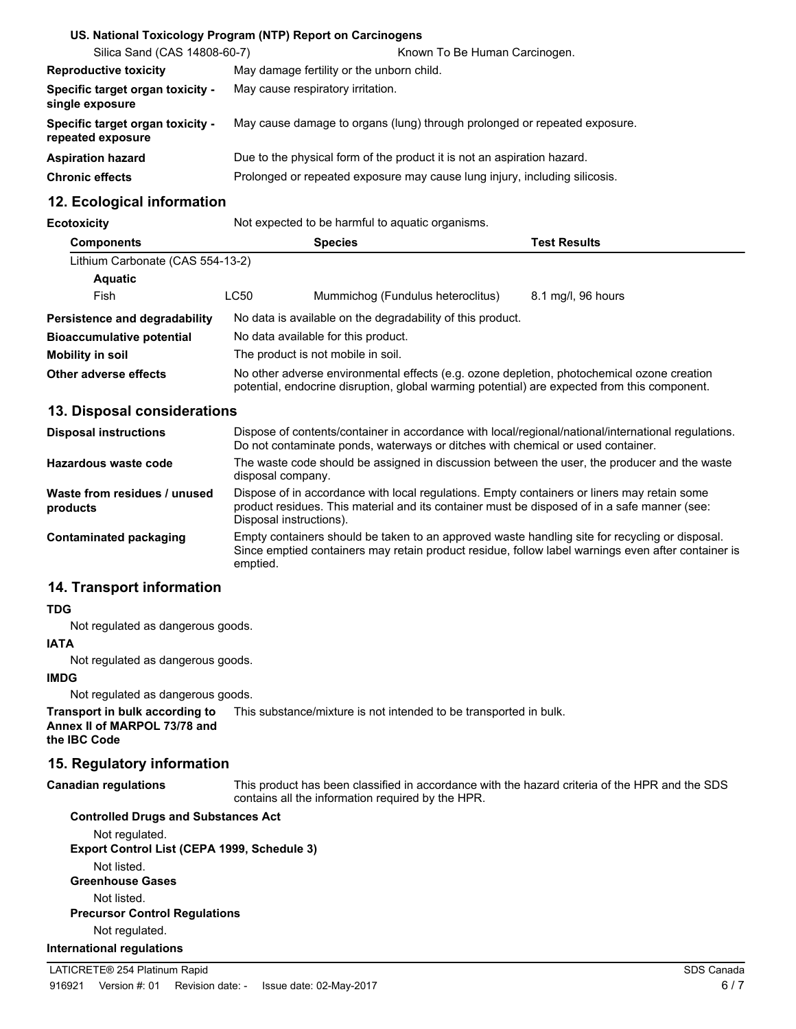**US. National Toxicology Program (NTP) Report on Carcinogens**

| | |
|---|---|
| Silica Sand (CAS 14808-60-7) | Known To Be Human Carcinogen. |
| **Reproductive toxicity** | May damage fertility or the unborn child. |
| **Specific target organ toxicity - single exposure** | May cause respiratory irritation. |
| **Specific target organ toxicity - repeated exposure** | May cause damage to organs (lung) through prolonged or repeated exposure. |
| **Aspiration hazard** | Due to the physical form of the product it is not an aspiration hazard. |
| **Chronic effects** | Prolonged or repeated exposure may cause lung injury, including silicosis. |

## 12. Ecological information

**Ecotoxicity** Not expected to be harmful to aquatic organisms.

| Components | | Species | Test Results |
|---|---|---|---|
| Lithium Carbonate (CAS 554-13-2) | | | |
| **Aquatic** | | | |
| Fish | LC50 | Mummichog (Fundulus heteroclitus) | 8.1 mg/l, 96 hours |

| | |
|---|---|
| **Persistence and degradability** | No data is available on the degradability of this product. |
| **Bioaccumulative potential** | No data available for this product. |
| **Mobility in soil** | The product is not mobile in soil. |
| **Other adverse effects** | No other adverse environmental effects (e.g. ozone depletion, photochemical ozone creation potential, endocrine disruption, global warming potential) are expected from this component. |

## 13. Disposal considerations

| | |
|---|---|
| **Disposal instructions** | Dispose of contents/container in accordance with local/regional/national/international regulations. Do not contaminate ponds, waterways or ditches with chemical or used container. |
| **Hazardous waste code** | The waste code should be assigned in discussion between the user, the producer and the waste disposal company. |
| **Waste from residues / unused products** | Dispose of in accordance with local regulations. Empty containers or liners may retain some product residues. This material and its container must be disposed of in a safe manner (see: Disposal instructions). |
| **Contaminated packaging** | Empty containers should be taken to an approved waste handling site for recycling or disposal. Since emptied containers may retain product residue, follow label warnings even after container is emptied. |

## 14. Transport information

**TDG**

Not regulated as dangerous goods.

**IATA**

Not regulated as dangerous goods.

**IMDG**

Not regulated as dangerous goods.

**Transport in bulk according to Annex II of MARPOL 73/78 and the IBC Code** This substance/mixture is not intended to be transported in bulk.

## 15. Regulatory information

**Canadian regulations** This product has been classified in accordance with the hazard criteria of the HPR and the SDS contains all the information required by the HPR.

**Controlled Drugs and Substances Act**

Not regulated.

**Export Control List (CEPA 1999, Schedule 3)**

Not listed.

**Greenhouse Gases**

Not listed.

**Precursor Control Regulations**

Not regulated.

**International regulations**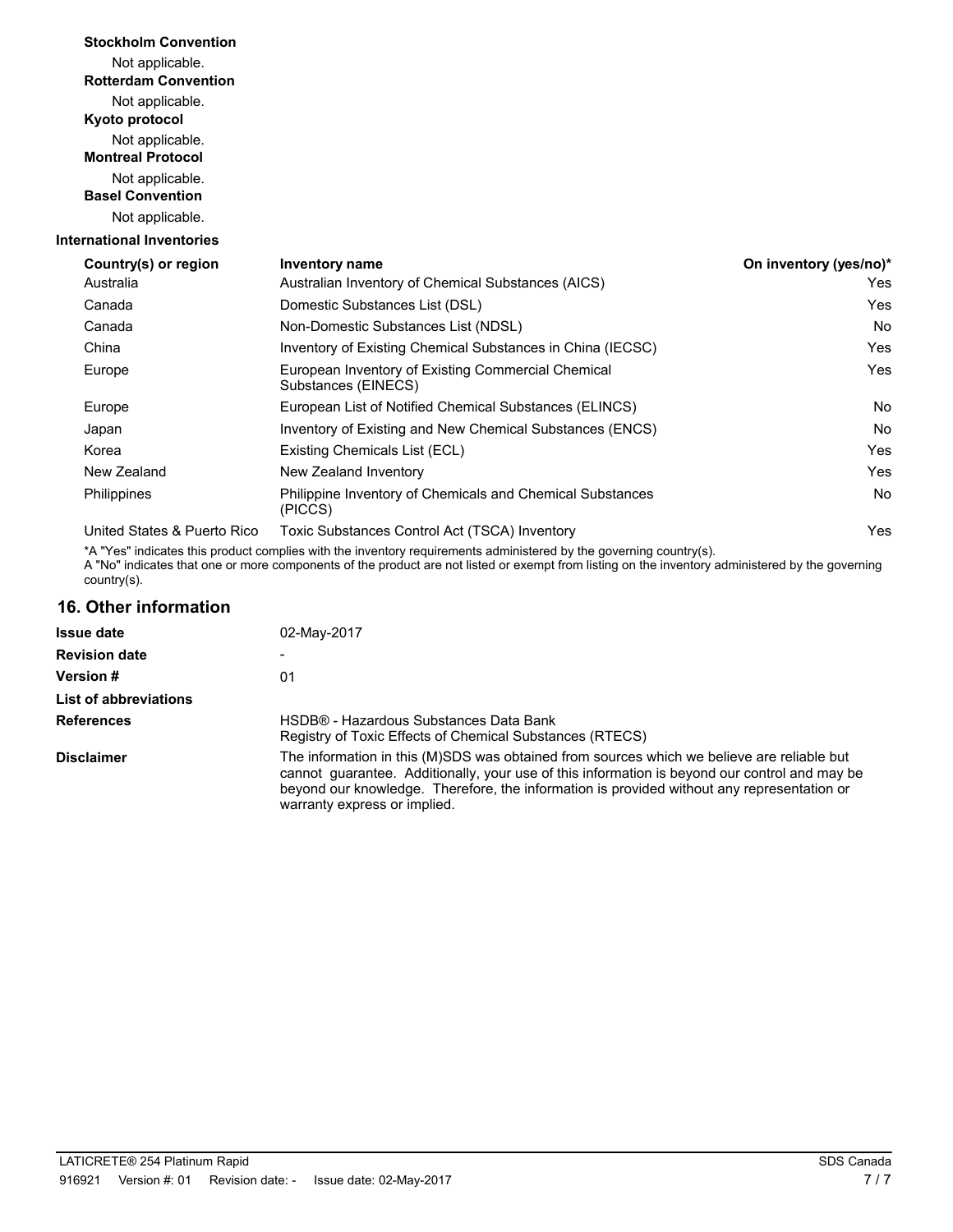**Stockholm Convention**

Not applicable.

**Rotterdam Convention**

Not applicable.

**Kyoto protocol**

Not applicable.

**Montreal Protocol**

Not applicable.

**Basel Convention**

Not applicable.

**International Inventories**

| Country(s) or region | Inventory name | On inventory (yes/no)* |
|---|---|---|
| Australia | Australian Inventory of Chemical Substances (AICS) | Yes |
| Canada | Domestic Substances List (DSL) | Yes |
| Canada | Non-Domestic Substances List (NDSL) | No |
| China | Inventory of Existing Chemical Substances in China (IECSC) | Yes |
| Europe | European Inventory of Existing Commercial Chemical Substances (EINECS) | Yes |
| Europe | European List of Notified Chemical Substances (ELINCS) | No |
| Japan | Inventory of Existing and New Chemical Substances (ENCS) | No |
| Korea | Existing Chemicals List (ECL) | Yes |
| New Zealand | New Zealand Inventory | Yes |
| Philippines | Philippine Inventory of Chemicals and Chemical Substances (PICCS) | No |
| United States & Puerto Rico | Toxic Substances Control Act (TSCA) Inventory | Yes |

*A "Yes" indicates this product complies with the inventory requirements administered by the governing country(s).
A "No" indicates that one or more components of the product are not listed or exempt from listing on the inventory administered by the governing country(s).

## 16. Other information

| | |
|---|---|
| **Issue date** | 02-May-2017 |
| **Revision date** | - |
| **Version #** | 01 |
| **List of abbreviations** | |
| **References** | HSDB® - Hazardous Substances Data Bank<br>Registry of Toxic Effects of Chemical Substances (RTECS) |
| **Disclaimer** | The information in this (M)SDS was obtained from sources which we believe are reliable but cannot guarantee. Additionally, your use of this information is beyond our control and may be beyond our knowledge. Therefore, the information is provided without any representation or warranty express or implied. |